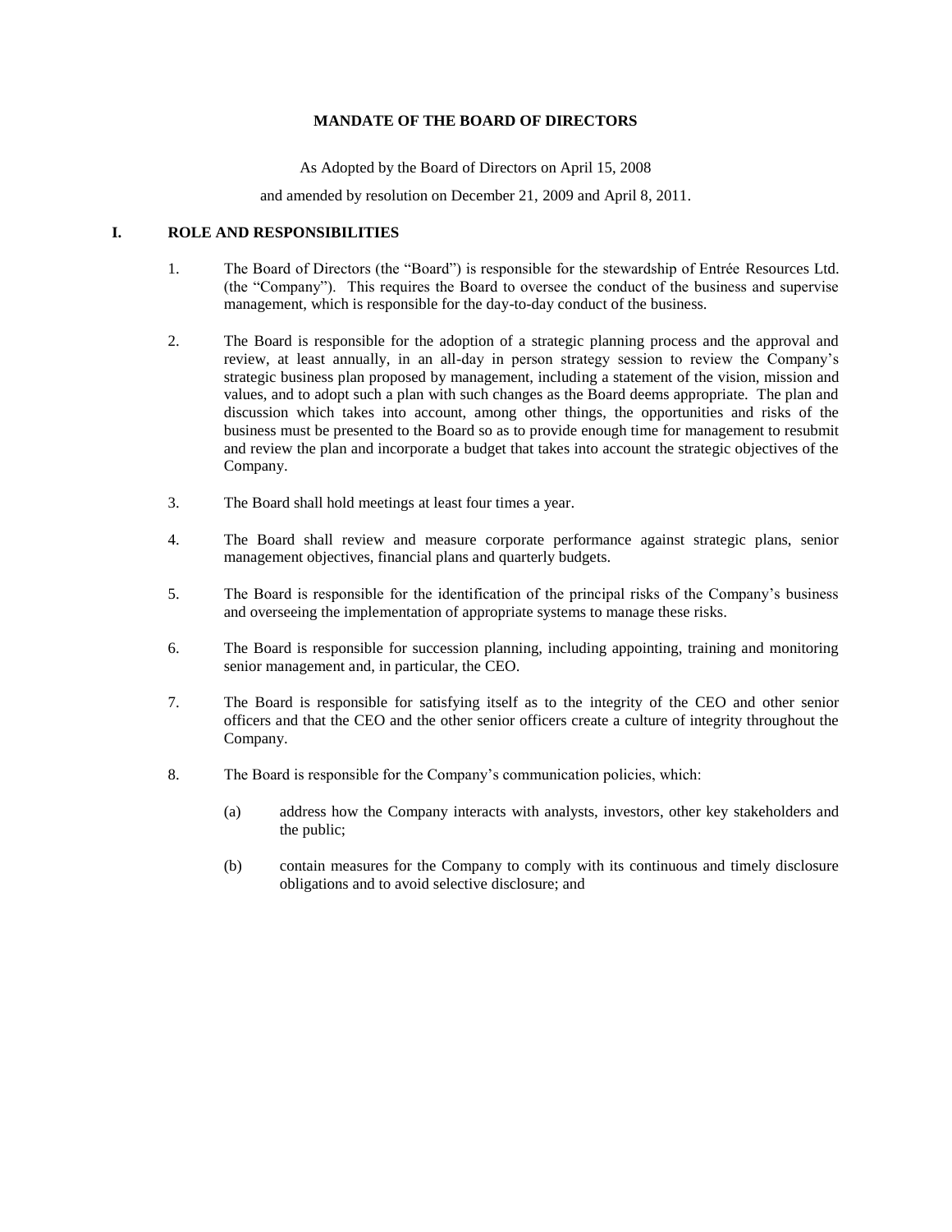# MANDATE OF THE BOARD OF DIRECTORS

As Adopted by the Board of Directors on April 15, 2008

and amended by resolution on December 21, 2009 and April 8, 2011.

## I. ROLE AND RESPONSIBILITIES

1. The Board of Directors (the "Board") is responsible for the stewardship of Entrée Resources Ltd. (the "Company"). This requires the Board to oversee the conduct of the business and supervise management, which is responsible for the day-to-day conduct of the business.

2. The Board is responsible for the adoption of a strategic planning process and the approval and review, at least annually, in an all-day in person strategy session to review the Company's strategic business plan proposed by management, including a statement of the vision, mission and values, and to adopt such a plan with such changes as the Board deems appropriate. The plan and discussion which takes into account, among other things, the opportunities and risks of the business must be presented to the Board so as to provide enough time for management to resubmit and review the plan and incorporate a budget that takes into account the strategic objectives of the Company.

3. The Board shall hold meetings at least four times a year.

4. The Board shall review and measure corporate performance against strategic plans, senior management objectives, financial plans and quarterly budgets.

5. The Board is responsible for the identification of the principal risks of the Company's business and overseeing the implementation of appropriate systems to manage these risks.

6. The Board is responsible for succession planning, including appointing, training and monitoring senior management and, in particular, the CEO.

7. The Board is responsible for satisfying itself as to the integrity of the CEO and other senior officers and that the CEO and the other senior officers create a culture of integrity throughout the Company.

8. The Board is responsible for the Company's communication policies, which:

   (a) address how the Company interacts with analysts, investors, other key stakeholders and the public;

   (b) contain measures for the Company to comply with its continuous and timely disclosure obligations and to avoid selective disclosure; and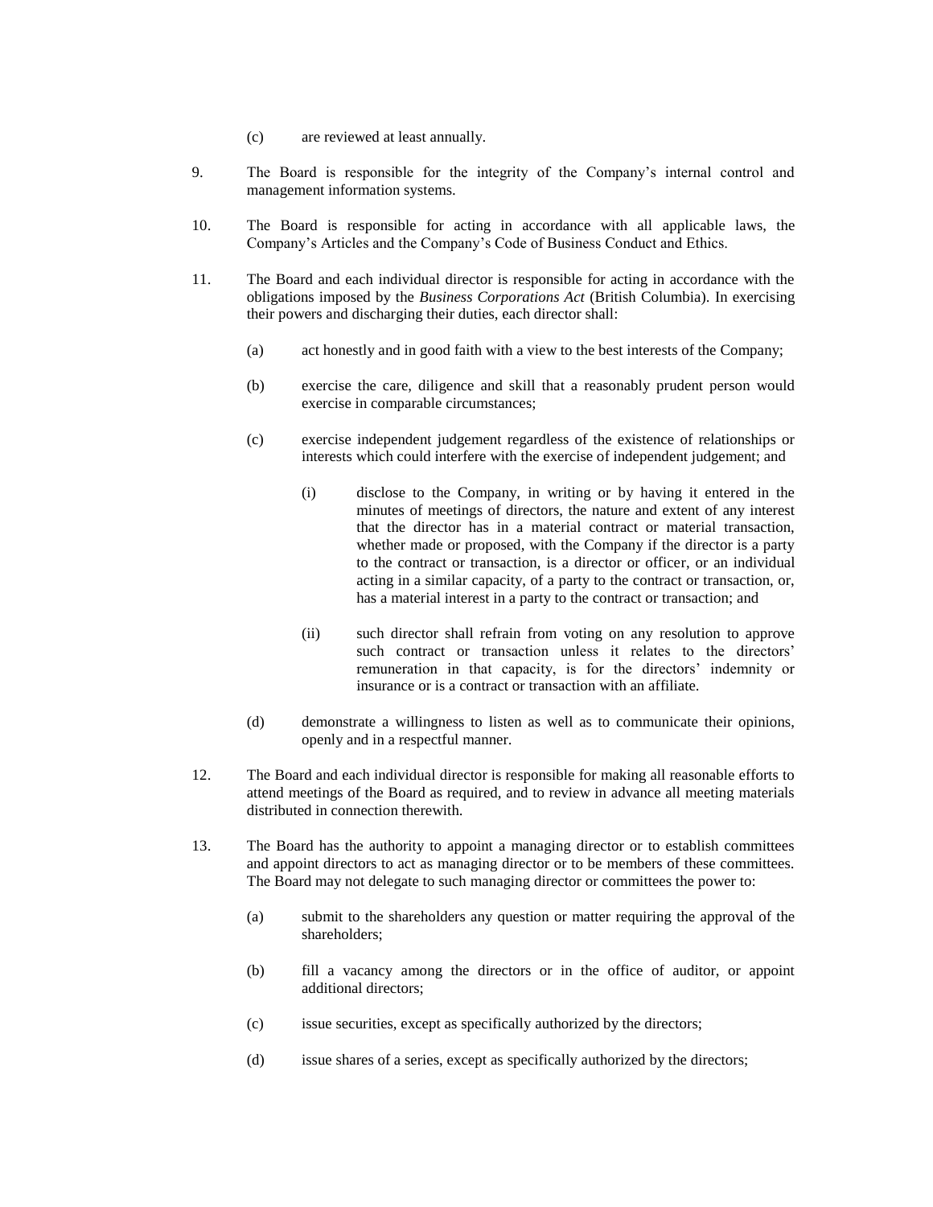(c) are reviewed at least annually.

9. The Board is responsible for the integrity of the Company's internal control and management information systems.

10. The Board is responsible for acting in accordance with all applicable laws, the Company's Articles and the Company's Code of Business Conduct and Ethics.

11. The Board and each individual director is responsible for acting in accordance with the obligations imposed by the *Business Corporations Act* (British Columbia). In exercising their powers and discharging their duties, each director shall:

    (a) act honestly and in good faith with a view to the best interests of the Company;

    (b) exercise the care, diligence and skill that a reasonably prudent person would exercise in comparable circumstances;

    (c) exercise independent judgement regardless of the existence of relationships or interests which could interfere with the exercise of independent judgement; and

        (i) disclose to the Company, in writing or by having it entered in the minutes of meetings of directors, the nature and extent of any interest that the director has in a material contract or material transaction, whether made or proposed, with the Company if the director is a party to the contract or transaction, is a director or officer, or an individual acting in a similar capacity, of a party to the contract or transaction, or, has a material interest in a party to the contract or transaction; and

        (ii) such director shall refrain from voting on any resolution to approve such contract or transaction unless it relates to the directors' remuneration in that capacity, is for the directors' indemnity or insurance or is a contract or transaction with an affiliate.

    (d) demonstrate a willingness to listen as well as to communicate their opinions, openly and in a respectful manner.

12. The Board and each individual director is responsible for making all reasonable efforts to attend meetings of the Board as required, and to review in advance all meeting materials distributed in connection therewith.

13. The Board has the authority to appoint a managing director or to establish committees and appoint directors to act as managing director or to be members of these committees. The Board may not delegate to such managing director or committees the power to:

    (a) submit to the shareholders any question or matter requiring the approval of the shareholders;

    (b) fill a vacancy among the directors or in the office of auditor, or appoint additional directors;

    (c) issue securities, except as specifically authorized by the directors;

    (d) issue shares of a series, except as specifically authorized by the directors;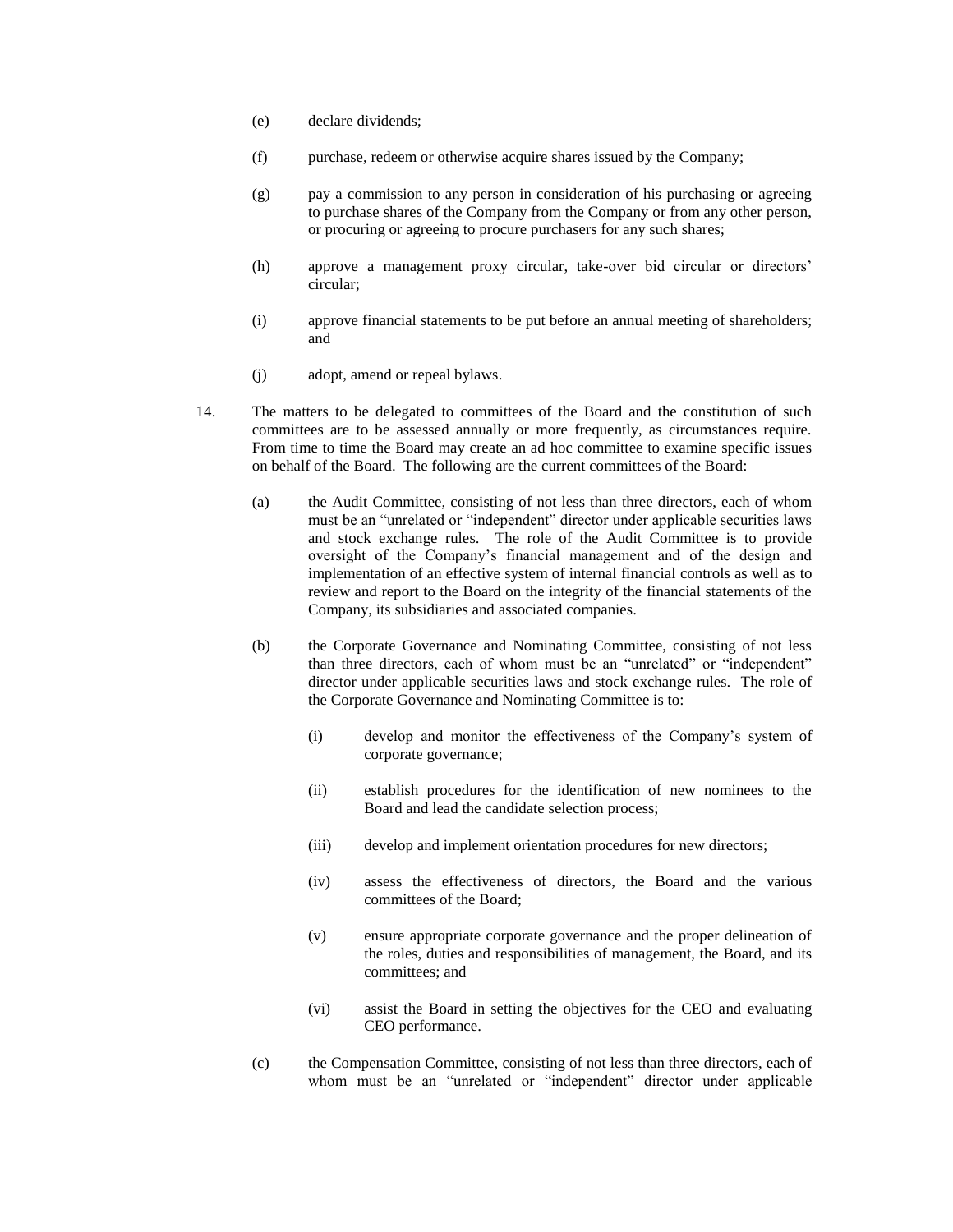(e) declare dividends;

(f) purchase, redeem or otherwise acquire shares issued by the Company;

(g) pay a commission to any person in consideration of his purchasing or agreeing to purchase shares of the Company from the Company or from any other person, or procuring or agreeing to procure purchasers for any such shares;

(h) approve a management proxy circular, take-over bid circular or directors' circular;

(i) approve financial statements to be put before an annual meeting of shareholders; and

(j) adopt, amend or repeal bylaws.

14. The matters to be delegated to committees of the Board and the constitution of such committees are to be assessed annually or more frequently, as circumstances require. From time to time the Board may create an ad hoc committee to examine specific issues on behalf of the Board. The following are the current committees of the Board:

(a) the Audit Committee, consisting of not less than three directors, each of whom must be an "unrelated or "independent" director under applicable securities laws and stock exchange rules. The role of the Audit Committee is to provide oversight of the Company's financial management and of the design and implementation of an effective system of internal financial controls as well as to review and report to the Board on the integrity of the financial statements of the Company, its subsidiaries and associated companies.

(b) the Corporate Governance and Nominating Committee, consisting of not less than three directors, each of whom must be an "unrelated" or "independent" director under applicable securities laws and stock exchange rules. The role of the Corporate Governance and Nominating Committee is to:

   (i) develop and monitor the effectiveness of the Company's system of corporate governance;

   (ii) establish procedures for the identification of new nominees to the Board and lead the candidate selection process;

   (iii) develop and implement orientation procedures for new directors;

   (iv) assess the effectiveness of directors, the Board and the various committees of the Board;

   (v) ensure appropriate corporate governance and the proper delineation of the roles, duties and responsibilities of management, the Board, and its committees; and

   (vi) assist the Board in setting the objectives for the CEO and evaluating CEO performance.

(c) the Compensation Committee, consisting of not less than three directors, each of whom must be an "unrelated or "independent" director under applicable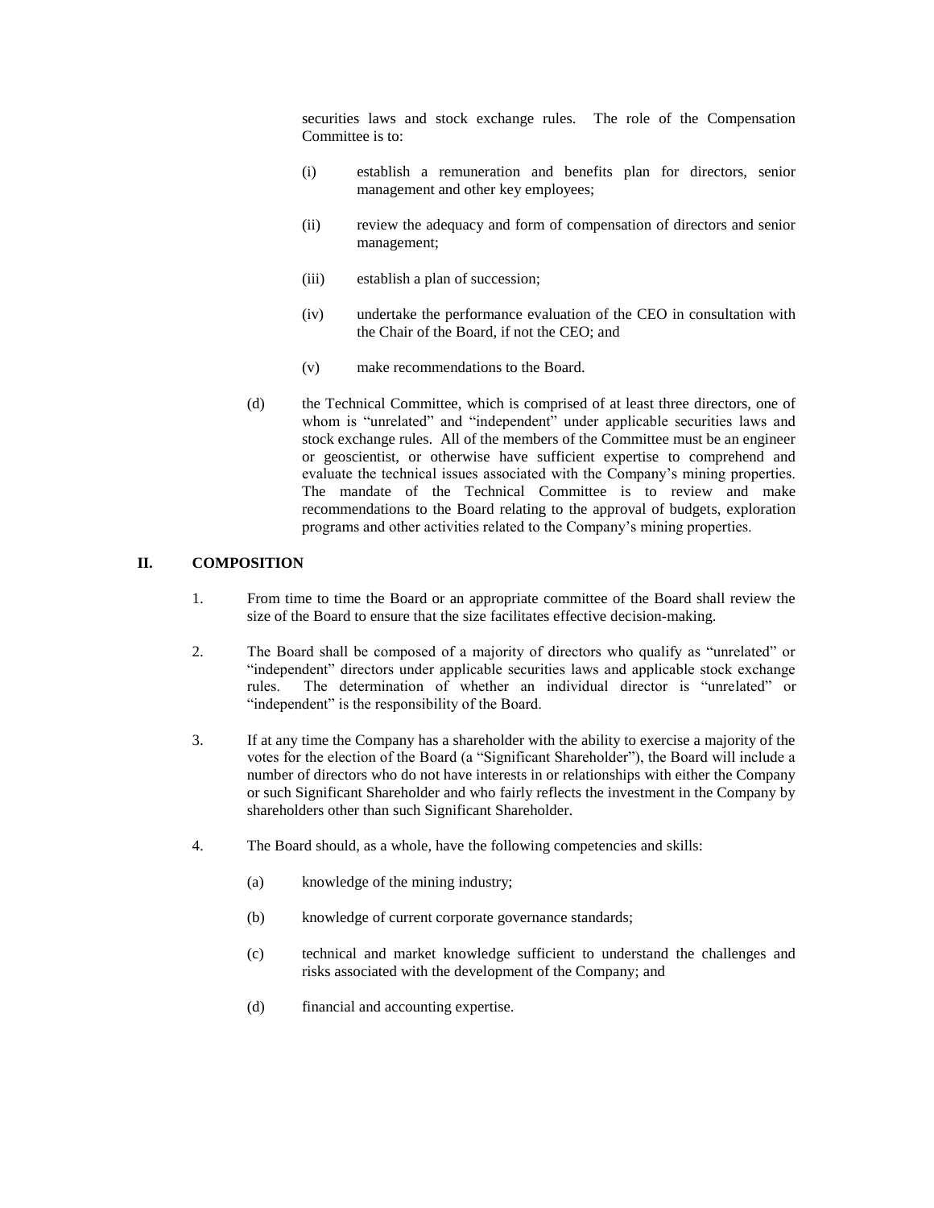securities laws and stock exchange rules. The role of the Compensation Committee is to:

(i) establish a remuneration and benefits plan for directors, senior management and other key employees;

(ii) review the adequacy and form of compensation of directors and senior management;

(iii) establish a plan of succession;

(iv) undertake the performance evaluation of the CEO in consultation with the Chair of the Board, if not the CEO; and

(v) make recommendations to the Board.

(d) the Technical Committee, which is comprised of at least three directors, one of whom is "unrelated" and "independent" under applicable securities laws and stock exchange rules. All of the members of the Committee must be an engineer or geoscientist, or otherwise have sufficient expertise to comprehend and evaluate the technical issues associated with the Company's mining properties. The mandate of the Technical Committee is to review and make recommendations to the Board relating to the approval of budgets, exploration programs and other activities related to the Company's mining properties.

## II. COMPOSITION

1. From time to time the Board or an appropriate committee of the Board shall review the size of the Board to ensure that the size facilitates effective decision-making.

2. The Board shall be composed of a majority of directors who qualify as "unrelated" or "independent" directors under applicable securities laws and applicable stock exchange rules. The determination of whether an individual director is "unrelated" or "independent" is the responsibility of the Board.

3. If at any time the Company has a shareholder with the ability to exercise a majority of the votes for the election of the Board (a "Significant Shareholder"), the Board will include a number of directors who do not have interests in or relationships with either the Company or such Significant Shareholder and who fairly reflects the investment in the Company by shareholders other than such Significant Shareholder.

4. The Board should, as a whole, have the following competencies and skills:

   (a) knowledge of the mining industry;

   (b) knowledge of current corporate governance standards;

   (c) technical and market knowledge sufficient to understand the challenges and risks associated with the development of the Company; and

   (d) financial and accounting expertise.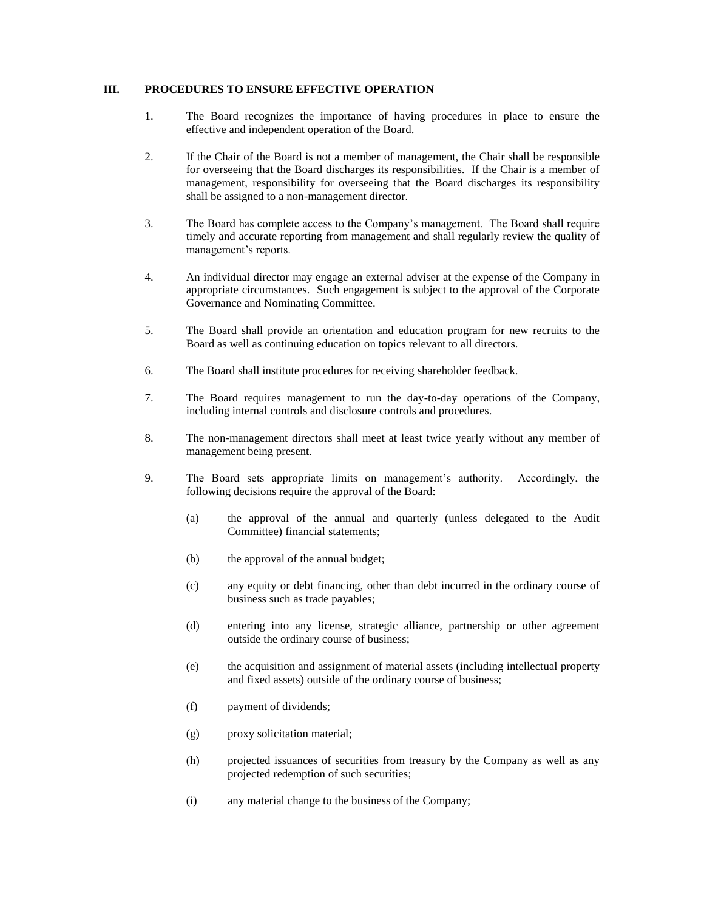## III. PROCEDURES TO ENSURE EFFECTIVE OPERATION

1. The Board recognizes the importance of having procedures in place to ensure the effective and independent operation of the Board.

2. If the Chair of the Board is not a member of management, the Chair shall be responsible for overseeing that the Board discharges its responsibilities. If the Chair is a member of management, responsibility for overseeing that the Board discharges its responsibility shall be assigned to a non-management director.

3. The Board has complete access to the Company's management. The Board shall require timely and accurate reporting from management and shall regularly review the quality of management's reports.

4. An individual director may engage an external adviser at the expense of the Company in appropriate circumstances. Such engagement is subject to the approval of the Corporate Governance and Nominating Committee.

5. The Board shall provide an orientation and education program for new recruits to the Board as well as continuing education on topics relevant to all directors.

6. The Board shall institute procedures for receiving shareholder feedback.

7. The Board requires management to run the day-to-day operations of the Company, including internal controls and disclosure controls and procedures.

8. The non-management directors shall meet at least twice yearly without any member of management being present.

9. The Board sets appropriate limits on management's authority. Accordingly, the following decisions require the approval of the Board:

   (a) the approval of the annual and quarterly (unless delegated to the Audit Committee) financial statements;

   (b) the approval of the annual budget;

   (c) any equity or debt financing, other than debt incurred in the ordinary course of business such as trade payables;

   (d) entering into any license, strategic alliance, partnership or other agreement outside the ordinary course of business;

   (e) the acquisition and assignment of material assets (including intellectual property and fixed assets) outside of the ordinary course of business;

   (f) payment of dividends;

   (g) proxy solicitation material;

   (h) projected issuances of securities from treasury by the Company as well as any projected redemption of such securities;

   (i) any material change to the business of the Company;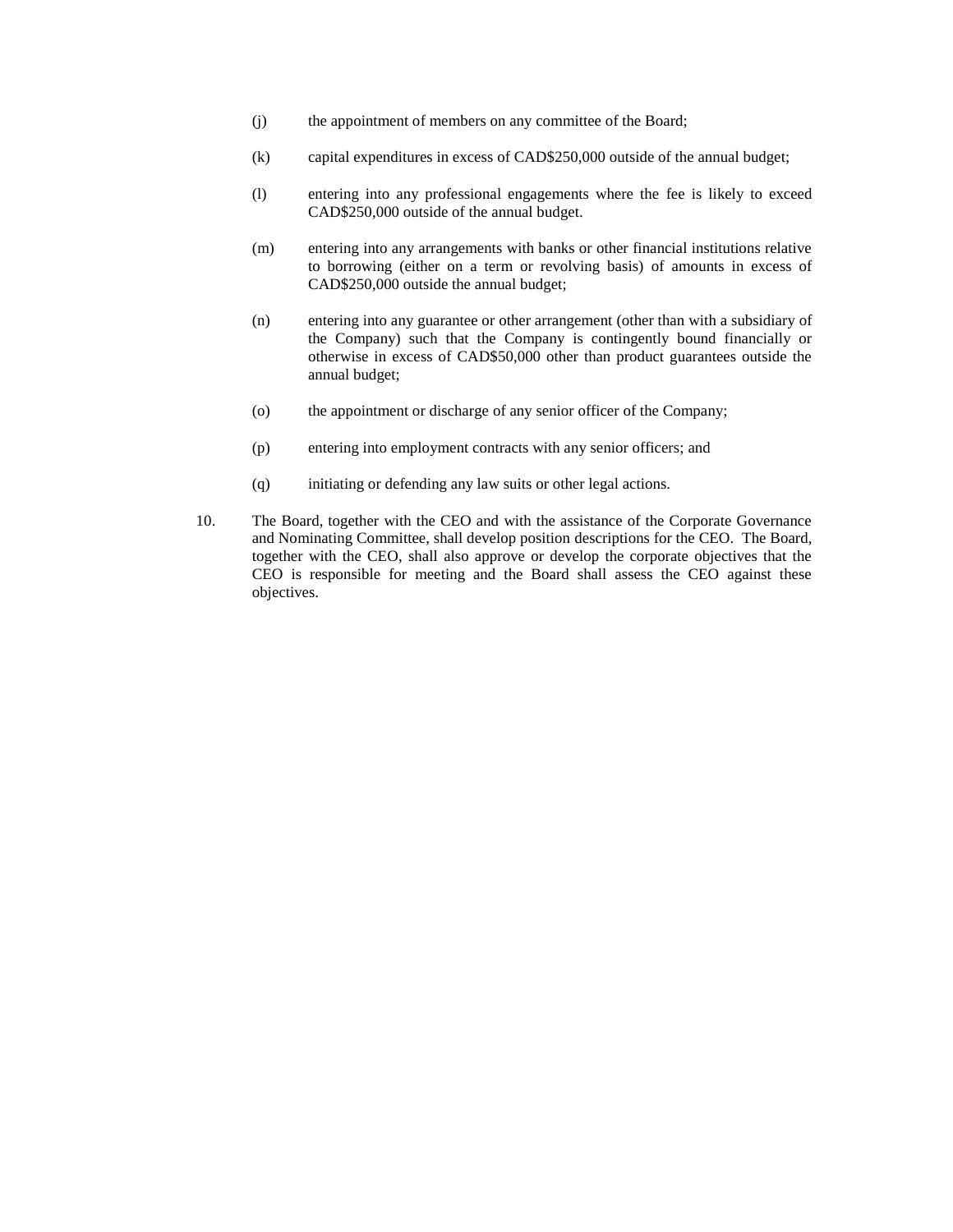(j) the appointment of members on any committee of the Board;

(k) capital expenditures in excess of CAD$250,000 outside of the annual budget;

(l) entering into any professional engagements where the fee is likely to exceed CAD$250,000 outside of the annual budget.

(m) entering into any arrangements with banks or other financial institutions relative to borrowing (either on a term or revolving basis) of amounts in excess of CAD$250,000 outside the annual budget;

(n) entering into any guarantee or other arrangement (other than with a subsidiary of the Company) such that the Company is contingently bound financially or otherwise in excess of CAD$50,000 other than product guarantees outside the annual budget;

(o) the appointment or discharge of any senior officer of the Company;

(p) entering into employment contracts with any senior officers; and

(q) initiating or defending any law suits or other legal actions.

10. The Board, together with the CEO and with the assistance of the Corporate Governance and Nominating Committee, shall develop position descriptions for the CEO. The Board, together with the CEO, shall also approve or develop the corporate objectives that the CEO is responsible for meeting and the Board shall assess the CEO against these objectives.